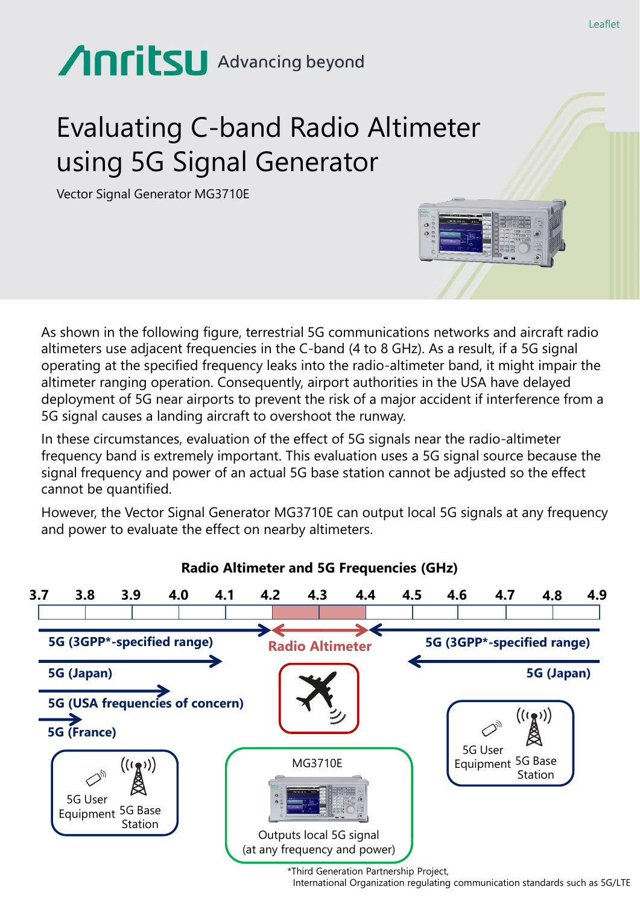Leaflet

Anritsu Advancing beyond

# Evaluating C-band Radio Altimeter using 5G Signal Generator

Vector Signal Generator MG3710E

As shown in the following figure, terrestrial 5G communications networks and aircraft radio altimeters use adjacent frequencies in the C-band (4 to 8 GHz). As a result, if a 5G signal operating at the specified frequency leaks into the radio-altimeter band, it might impair the altimeter ranging operation. Consequently, airport authorities in the USA have delayed deployment of 5G near airports to prevent the risk of a major accident if interference from a 5G signal causes a landing aircraft to overshoot the runway.

In these circumstances, evaluation of the effect of 5G signals near the radio-altimeter frequency band is extremely important. This evaluation uses a 5G signal source because the signal frequency and power of an actual 5G base station cannot be adjusted so the effect cannot be quantified.

However, the Vector Signal Generator MG3710E can output local 5G signals at any frequency and power to evaluate the effect on nearby altimeters.

**Radio Altimeter and 5G Frequencies (GHz)**

3.7 3.8 3.9 4.0 4.1 4.2 4.3 4.4 4.5 4.6 4.7 4.8 4.9

**5G (3GPP*-specified range)** **Radio Altimeter** **5G (3GPP*-specified range)**

**5G (Japan)** **5G (Japan)**

**5G (USA frequencies of concern)**

**5G (France)**

5G User Equipment 5G Base Station

MG3710E

Outputs local 5G signal (at any frequency and power)

5G User Equipment 5G Base Station

*Third Generation Partnership Project, International Organization regulating communication standards such as 5G/LTE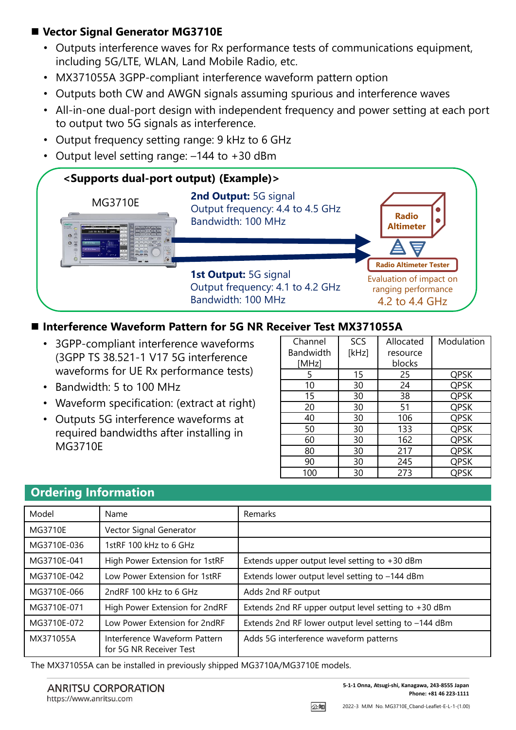## ■ Vector Signal Generator MG3710E

- Outputs interference waves for Rx performance tests of communications equipment, including 5G/LTE, WLAN, Land Mobile Radio, etc.
- MX371055A 3GPP-compliant interference waveform pattern option
- Outputs both CW and AWGN signals assuming spurious and interference waves
- All-in-one dual-port design with independent frequency and power setting at each port to output two 5G signals as interference.
- Output frequency setting range: 9 kHz to 6 GHz
- Output level setting range: −144 to +30 dBm

**<Supports dual-port output) (Example)>**

MG3710E

**2nd Output:** 5G signal
Output frequency: 4.4 to 4.5 GHz
Bandwidth: 100 MHz

**1st Output:** 5G signal
Output frequency: 4.1 to 4.2 GHz
Bandwidth: 100 MHz

Radio Altimeter

Radio Altimeter Tester

Evaluation of impact on ranging performance
4.2 to 4.4 GHz

## ■ Interference Waveform Pattern for 5G NR Receiver Test MX371055A

- 3GPP-compliant interference waveforms (3GPP TS 38.521-1 V17 5G interference waveforms for UE Rx performance tests)
- Bandwidth: 5 to 100 MHz
- Waveform specification: (extract at right)
- Outputs 5G interference waveforms at required bandwidths after installing in MG3710E

| Channel Bandwidth [MHz] | SCS [kHz] | Allocated resource blocks | Modulation |
|---|---|---|---|
| 5 | 15 | 25 | QPSK |
| 10 | 30 | 24 | QPSK |
| 15 | 30 | 38 | QPSK |
| 20 | 30 | 51 | QPSK |
| 40 | 30 | 106 | QPSK |
| 50 | 30 | 133 | QPSK |
| 60 | 30 | 162 | QPSK |
| 80 | 30 | 217 | QPSK |
| 90 | 30 | 245 | QPSK |
| 100 | 30 | 273 | QPSK |

## Ordering Information

| Model | Name | Remarks |
|---|---|---|
| MG3710E | Vector Signal Generator | |
| MG3710E-036 | 1stRF 100 kHz to 6 GHz | |
| MG3710E-041 | High Power Extension for 1stRF | Extends upper output level setting to +30 dBm |
| MG3710E-042 | Low Power Extension for 1stRF | Extends lower output level setting to −144 dBm |
| MG3710E-066 | 2ndRF 100 kHz to 6 GHz | Adds 2nd RF output |
| MG3710E-071 | High Power Extension for 2ndRF | Extends 2nd RF upper output level setting to +30 dBm |
| MG3710E-072 | Low Power Extension for 2ndRF | Extends 2nd RF lower output level setting to −144 dBm |
| MX371055A | Interference Waveform Pattern for 5G NR Receiver Test | Adds 5G interference waveform patterns |

The MX371055A can be installed in previously shipped MG3710A/MG3710E models.

ANRITSU CORPORATION
https://www.anritsu.com

5-1-1 Onna, Atsugi-shi, Kanagawa, 243-8555 Japan
Phone: +81 46 223-1111

公知

2022-3 MJM No. MG3710E_Cband-Leaflet-E-L-1-(1.00)